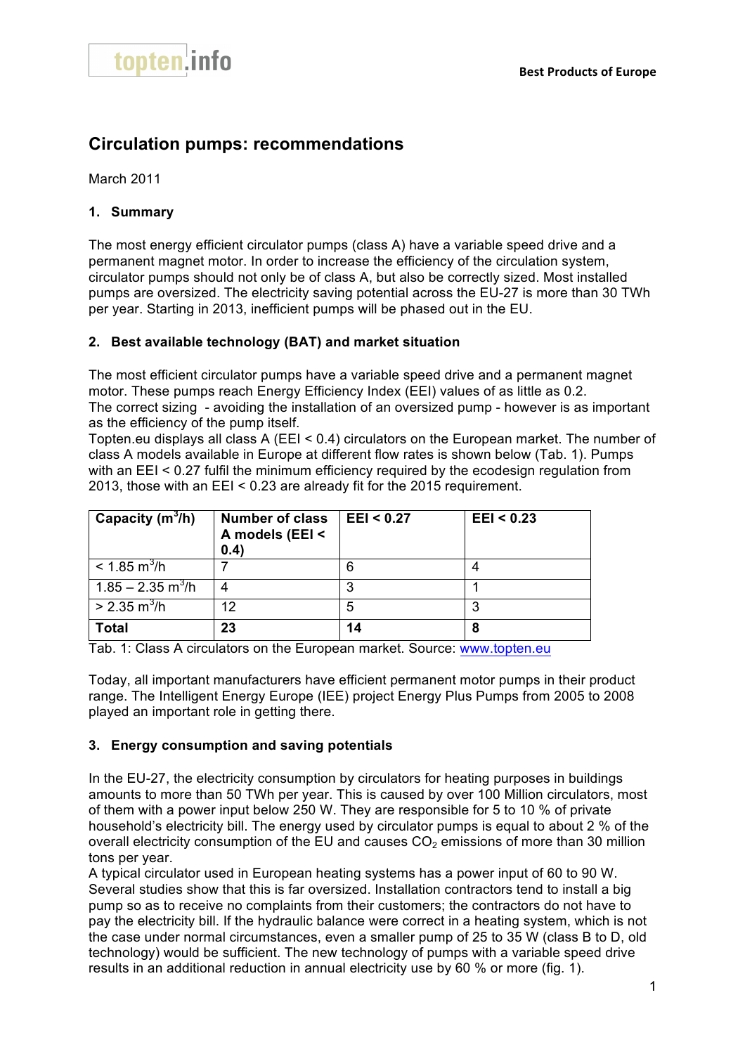# Circulation pumps: recommendations

March 2011

## 1. Summary

The most energy efficient circulator pumps (class A) have a variable speed drive and a permanent magnet motor. In order to increase the efficiency of the circulation system, circulator pumps should not only be of class A, but also be correctly sized. Most installed pumps are oversized. The electricity saving potential across the EU-27 is more than 30 TWh per year. Starting in 2013, inefficient pumps will be phased out in the EU.

## 2. Best available technology (BAT) and market situation

The most efficient circulator pumps have a variable speed drive and a permanent magnet motor. These pumps reach Energy Efficiency Index (EEI) values of as little as 0.2.
The correct sizing - avoiding the installation of an oversized pump - however is as important as the efficiency of the pump itself.
Topten.eu displays all class A (EEI < 0.4) circulators on the European market. The number of class A models available in Europe at different flow rates is shown below (Tab. 1). Pumps with an EEI < 0.27 fulfil the minimum efficiency required by the ecodesign regulation from 2013, those with an EEI < 0.23 are already fit for the 2015 requirement.

| Capacity ($m^3$/h) | Number of class A models (EEI < 0.4) | EEI < 0.27 | EEI < 0.23 |
|---|---|---|---|
| < 1.85 $m^3$/h | 7 | 6 | 4 |
| 1.85 – 2.35 $m^3$/h | 4 | 3 | 1 |
| > 2.35 $m^3$/h | 12 | 5 | 3 |
| **Total** | **23** | **14** | **8** |

Tab. 1: Class A circulators on the European market. Source: www.topten.eu

Today, all important manufacturers have efficient permanent motor pumps in their product range. The Intelligent Energy Europe (IEE) project Energy Plus Pumps from 2005 to 2008 played an important role in getting there.

## 3. Energy consumption and saving potentials

In the EU-27, the electricity consumption by circulators for heating purposes in buildings amounts to more than 50 TWh per year. This is caused by over 100 Million circulators, most of them with a power input below 250 W. They are responsible for 5 to 10 % of private household's electricity bill. The energy used by circulator pumps is equal to about 2 % of the overall electricity consumption of the EU and causes $CO_2$ emissions of more than 30 million tons per year.
A typical circulator used in European heating systems has a power input of 60 to 90 W. Several studies show that this is far oversized. Installation contractors tend to install a big pump so as to receive no complaints from their customers; the contractors do not have to pay the electricity bill. If the hydraulic balance were correct in a heating system, which is not the case under normal circumstances, even a smaller pump of 25 to 35 W (class B to D, old technology) would be sufficient. The new technology of pumps with a variable speed drive results in an additional reduction in annual electricity use by 60 % or more (fig. 1).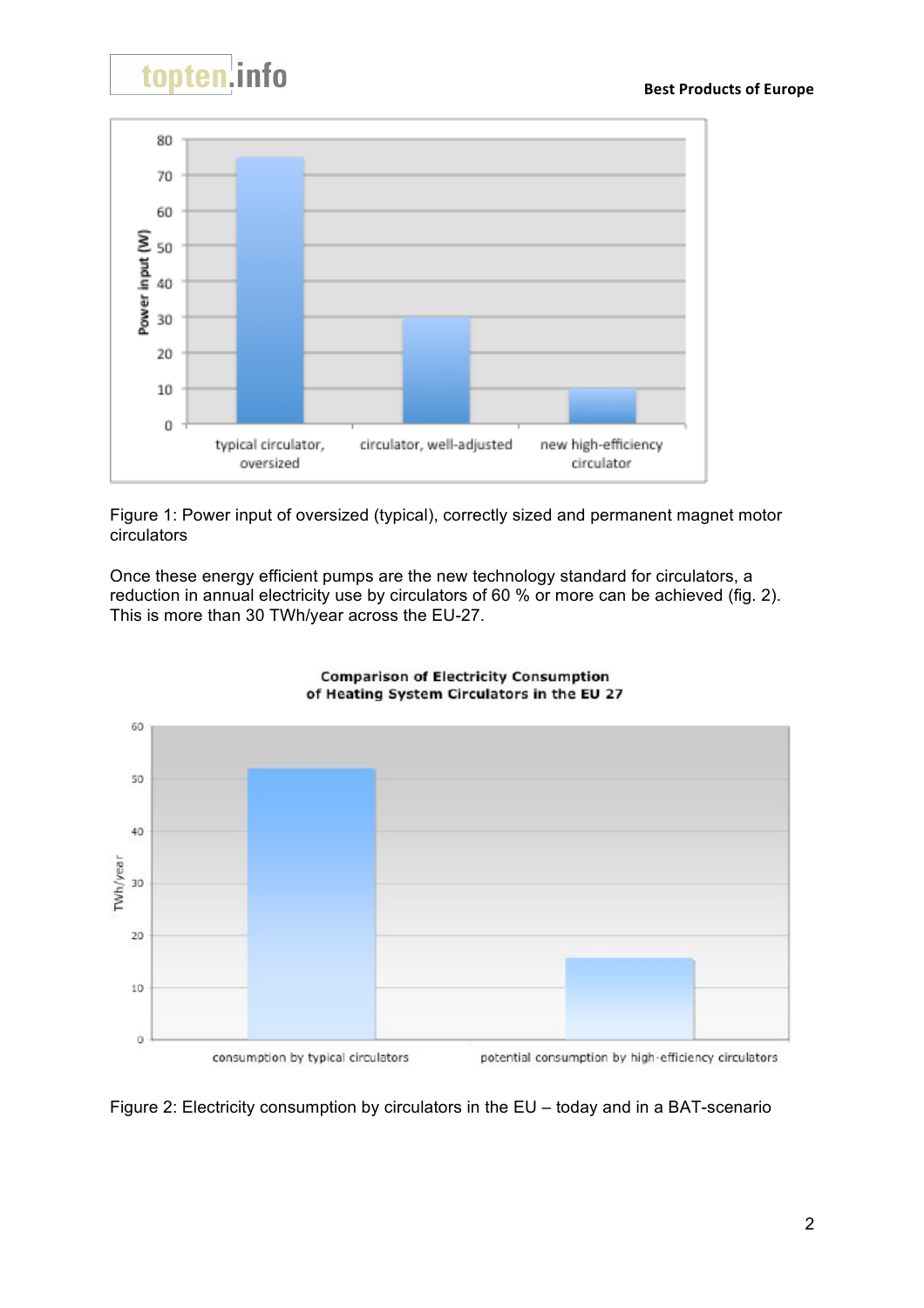Figure 1: Power input of oversized (typical), correctly sized and permanent magnet motor circulators

Once these energy efficient pumps are the new technology standard for circulators, a reduction in annual electricity use by circulators of 60 % or more can be achieved (fig. 2). This is more than 30 TWh/year across the EU-27.

Figure 2: Electricity consumption by circulators in the EU – today and in a BAT-scenario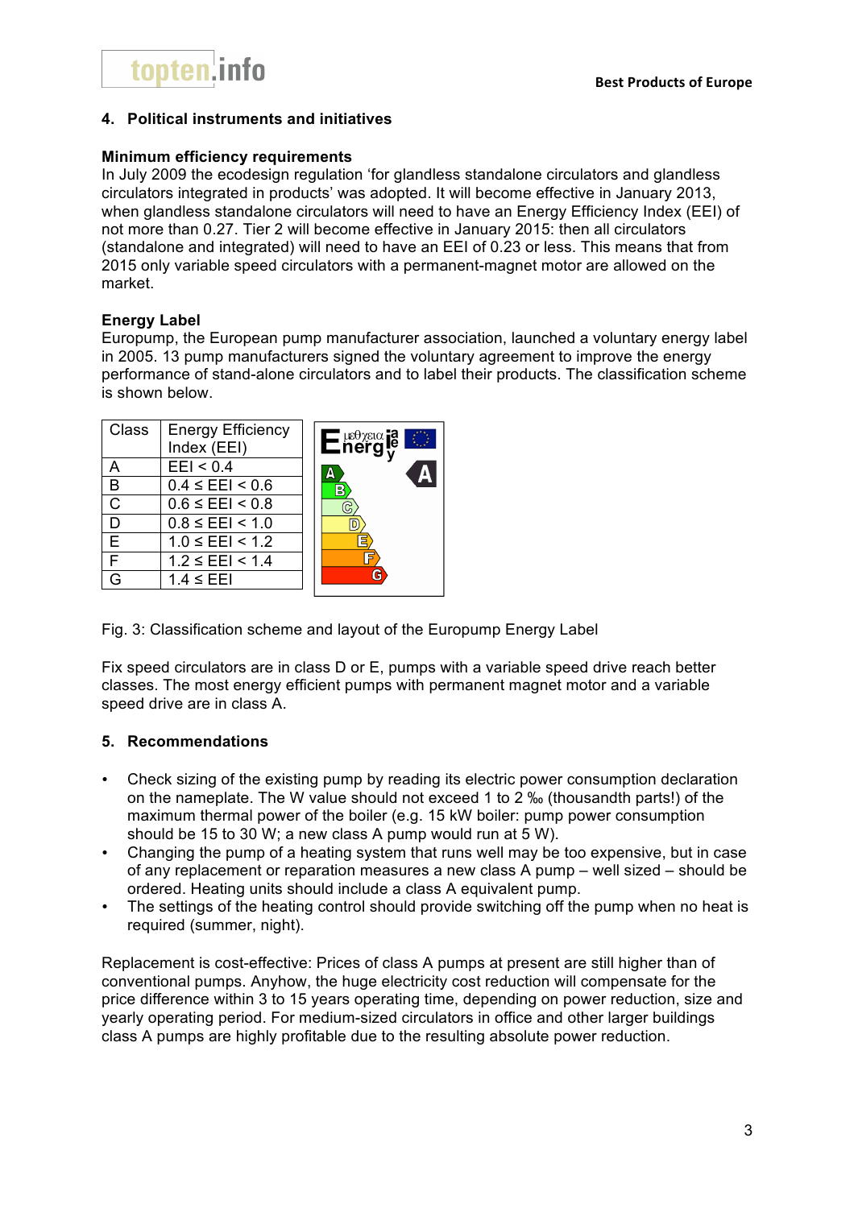## 4. Political instruments and initiatives

**Minimum efficiency requirements**

In July 2009 the ecodesign regulation 'for glandless standalone circulators and glandless circulators integrated in products' was adopted. It will become effective in January 2013, when glandless standalone circulators will need to have an Energy Efficiency Index (EEI) of not more than 0.27. Tier 2 will become effective in January 2015: then all circulators (standalone and integrated) will need to have an EEI of 0.23 or less. This means that from 2015 only variable speed circulators with a permanent-magnet motor are allowed on the market.

**Energy Label**

Europump, the European pump manufacturer association, launched a voluntary energy label in 2005. 13 pump manufacturers signed the voluntary agreement to improve the energy performance of stand-alone circulators and to label their products. The classification scheme is shown below.

| Class | Energy Efficiency Index (EEI) |
|---|---|
| A | EEI < 0.4 |
| B | 0.4 ≤ EEI < 0.6 |
| C | 0.6 ≤ EEI < 0.8 |
| D | 0.8 ≤ EEI < 1.0 |
| E | 1.0 ≤ EEI < 1.2 |
| F | 1.2 ≤ EEI < 1.4 |
| G | 1.4 ≤ EEI |

Fig. 3: Classification scheme and layout of the Europump Energy Label

Fix speed circulators are in class D or E, pumps with a variable speed drive reach better classes. The most energy efficient pumps with permanent magnet motor and a variable speed drive are in class A.

## 5. Recommendations

- Check sizing of the existing pump by reading its electric power consumption declaration on the nameplate. The W value should not exceed 1 to 2 ‰ (thousandth parts!) of the maximum thermal power of the boiler (e.g. 15 kW boiler: pump power consumption should be 15 to 30 W; a new class A pump would run at 5 W).
- Changing the pump of a heating system that runs well may be too expensive, but in case of any replacement or reparation measures a new class A pump – well sized – should be ordered. Heating units should include a class A equivalent pump.
- The settings of the heating control should provide switching off the pump when no heat is required (summer, night).

Replacement is cost-effective: Prices of class A pumps at present are still higher than of conventional pumps. Anyhow, the huge electricity cost reduction will compensate for the price difference within 3 to 15 years operating time, depending on power reduction, size and yearly operating period. For medium-sized circulators in office and other larger buildings class A pumps are highly profitable due to the resulting absolute power reduction.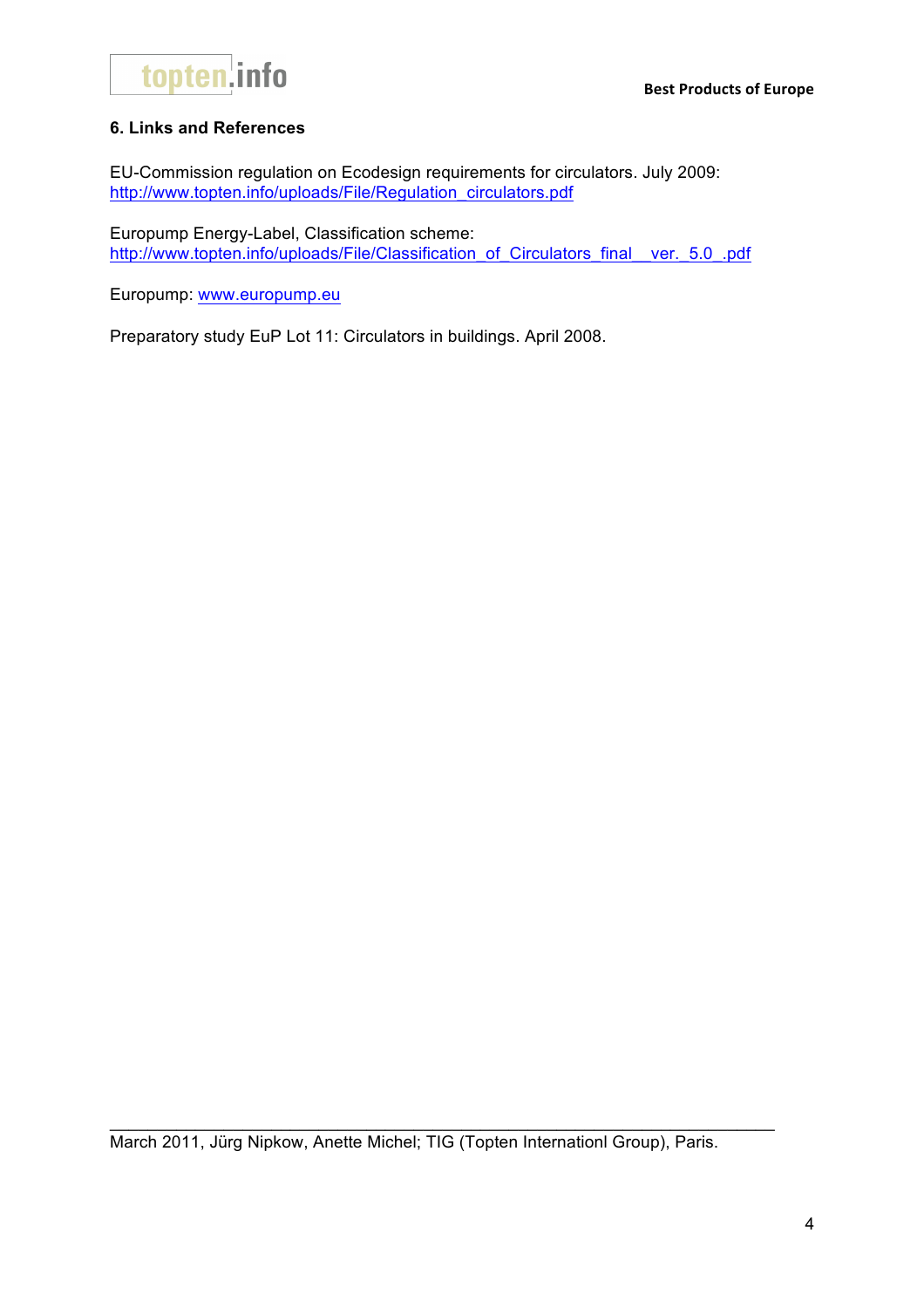## 6. Links and References

EU-Commission regulation on Ecodesign requirements for circulators. July 2009:
http://www.topten.info/uploads/File/Regulation_circulators.pdf

Europump Energy-Label, Classification scheme:
http://www.topten.info/uploads/File/Classification_of_Circulators_final__ver._5.0_.pdf

Europump: www.europump.eu

Preparatory study EuP Lot 11: Circulators in buildings. April 2008.

---

March 2011, Jürg Nipkow, Anette Michel; TIG (Topten Internationl Group), Paris.